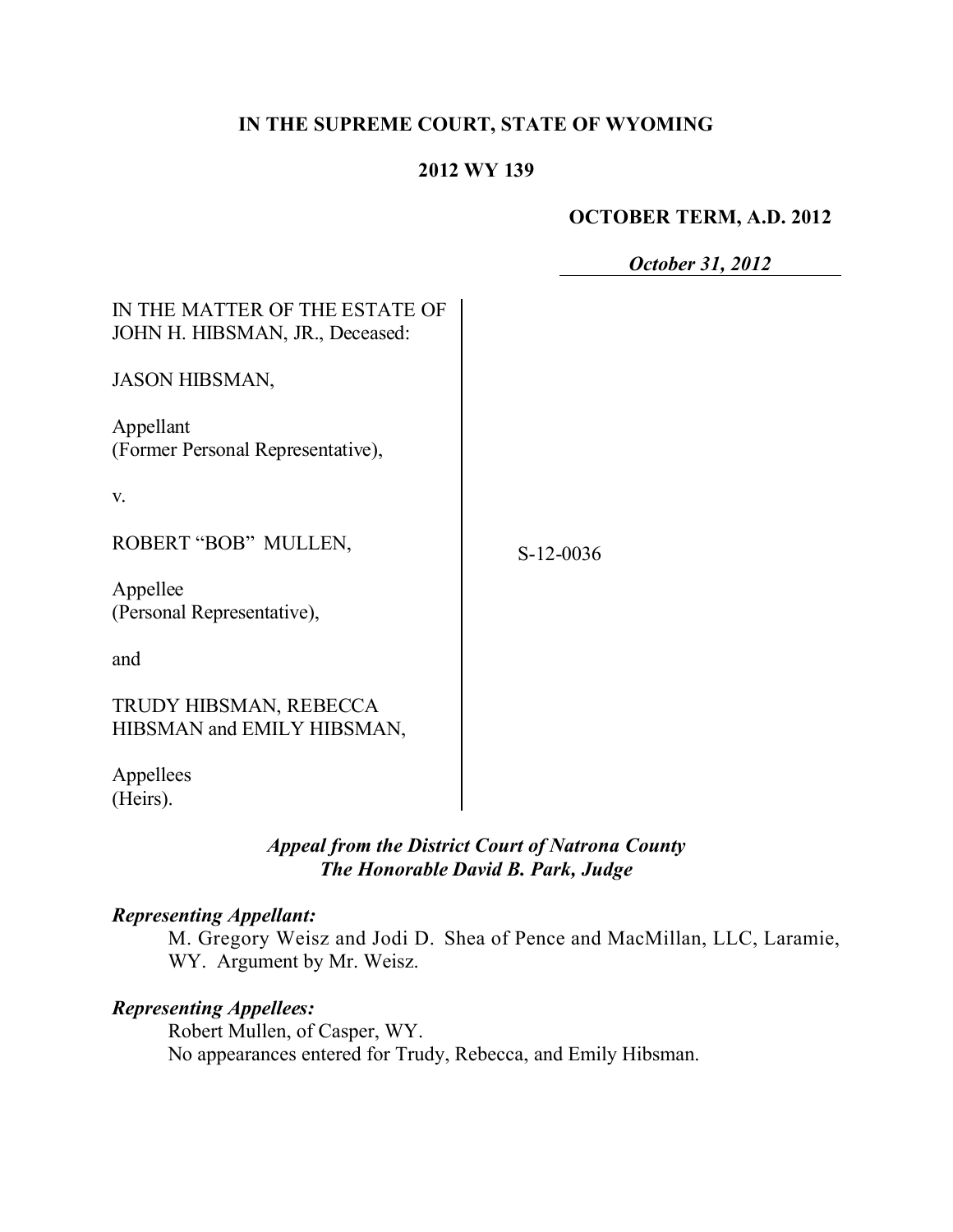**IN THE SUPREME COURT, STATE OF WYOMING**

**2012 WY 139**

**OCTOBER TERM, A.D. 2012**

***October 31, 2012***

IN THE MATTER OF THE ESTATE OF JOHN H. HIBSMAN, JR., Deceased:

JASON HIBSMAN,

Appellant
(Former Personal Representative),

v.

ROBERT "BOB" MULLEN,

Appellee
(Personal Representative),

and

TRUDY HIBSMAN, REBECCA HIBSMAN and EMILY HIBSMAN,

Appellees
(Heirs).

S-12-0036

***Appeal from the District Court of Natrona County***
***The Honorable David B. Park, Judge***

***Representing Appellant:***

M. Gregory Weisz and Jodi D. Shea of Pence and MacMillan, LLC, Laramie, WY. Argument by Mr. Weisz.

***Representing Appellees:***

Robert Mullen, of Casper, WY.
No appearances entered for Trudy, Rebecca, and Emily Hibsman.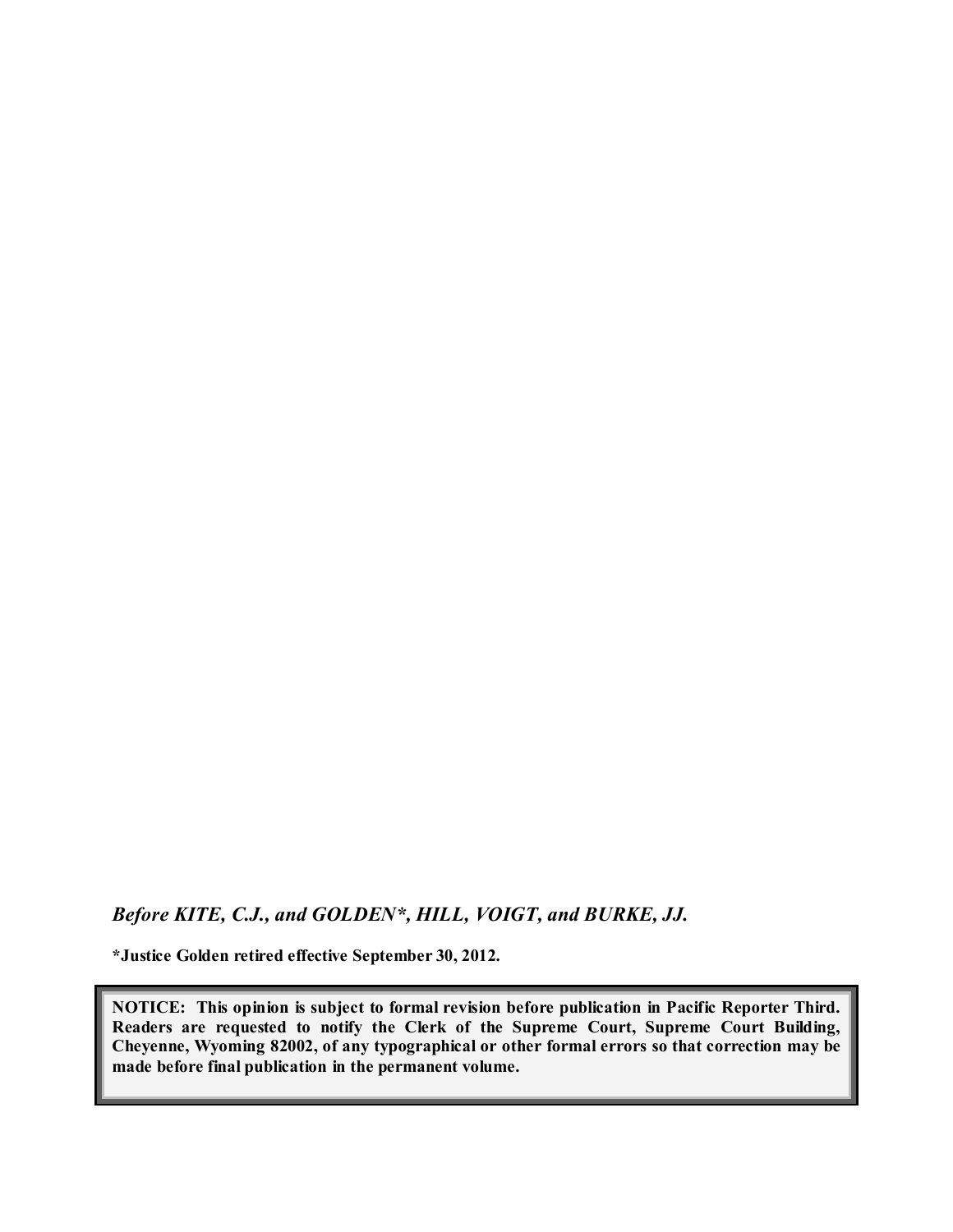*Before KITE, C.J., and GOLDEN*, HILL, VOIGT, and BURKE, JJ.*

**\*Justice Golden retired effective September 30, 2012.**

**NOTICE: This opinion is subject to formal revision before publication in Pacific Reporter Third. Readers are requested to notify the Clerk of the Supreme Court, Supreme Court Building, Cheyenne, Wyoming 82002, of any typographical or other formal errors so that correction may be made before final publication in the permanent volume.**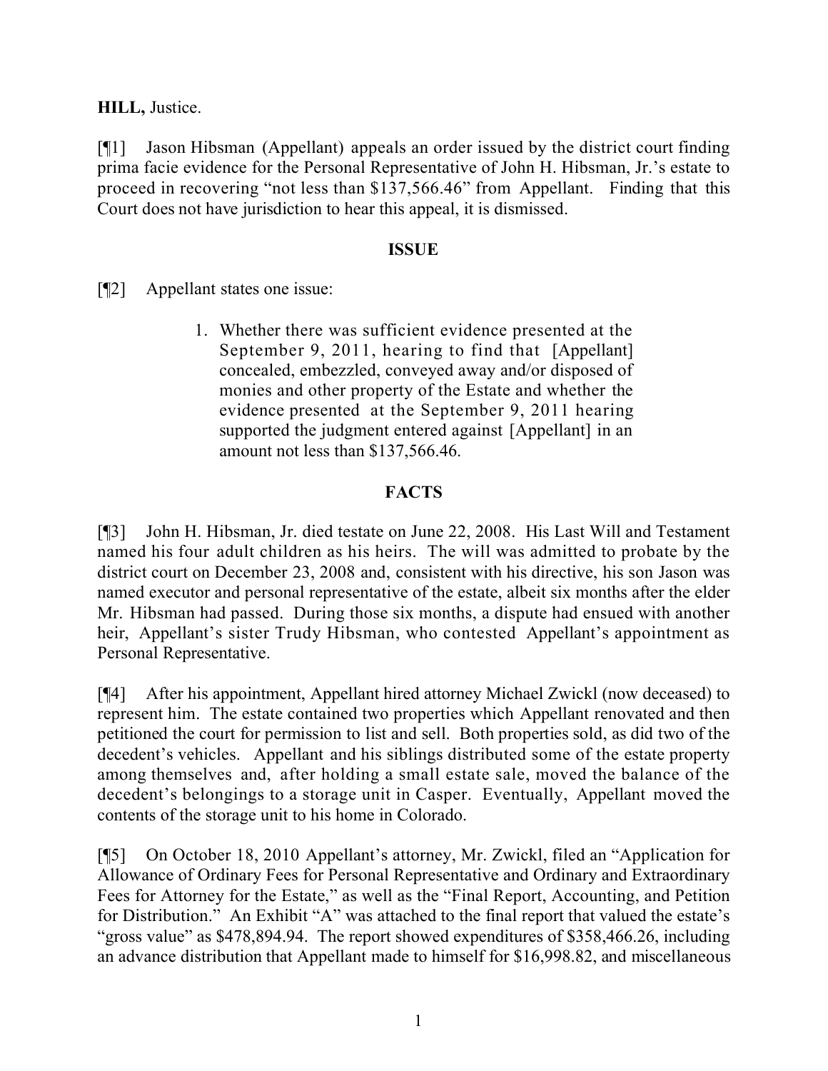**HILL,** Justice.

[¶1] Jason Hibsman (Appellant) appeals an order issued by the district court finding prima facie evidence for the Personal Representative of John H. Hibsman, Jr.'s estate to proceed in recovering "not less than $137,566.46" from Appellant. Finding that this Court does not have jurisdiction to hear this appeal, it is dismissed.

## ISSUE

[¶2] Appellant states one issue:

> 1. Whether there was sufficient evidence presented at the September 9, 2011, hearing to find that [Appellant] concealed, embezzled, conveyed away and/or disposed of monies and other property of the Estate and whether the evidence presented at the September 9, 2011 hearing supported the judgment entered against [Appellant] in an amount not less than $137,566.46.

## FACTS

[¶3] John H. Hibsman, Jr. died testate on June 22, 2008. His Last Will and Testament named his four adult children as his heirs. The will was admitted to probate by the district court on December 23, 2008 and, consistent with his directive, his son Jason was named executor and personal representative of the estate, albeit six months after the elder Mr. Hibsman had passed. During those six months, a dispute had ensued with another heir, Appellant's sister Trudy Hibsman, who contested Appellant's appointment as Personal Representative.

[¶4] After his appointment, Appellant hired attorney Michael Zwickl (now deceased) to represent him. The estate contained two properties which Appellant renovated and then petitioned the court for permission to list and sell. Both properties sold, as did two of the decedent's vehicles. Appellant and his siblings distributed some of the estate property among themselves and, after holding a small estate sale, moved the balance of the decedent's belongings to a storage unit in Casper. Eventually, Appellant moved the contents of the storage unit to his home in Colorado.

[¶5] On October 18, 2010 Appellant's attorney, Mr. Zwickl, filed an "Application for Allowance of Ordinary Fees for Personal Representative and Ordinary and Extraordinary Fees for Attorney for the Estate," as well as the "Final Report, Accounting, and Petition for Distribution." An Exhibit "A" was attached to the final report that valued the estate's "gross value" as $478,894.94. The report showed expenditures of $358,466.26, including an advance distribution that Appellant made to himself for $16,998.82, and miscellaneous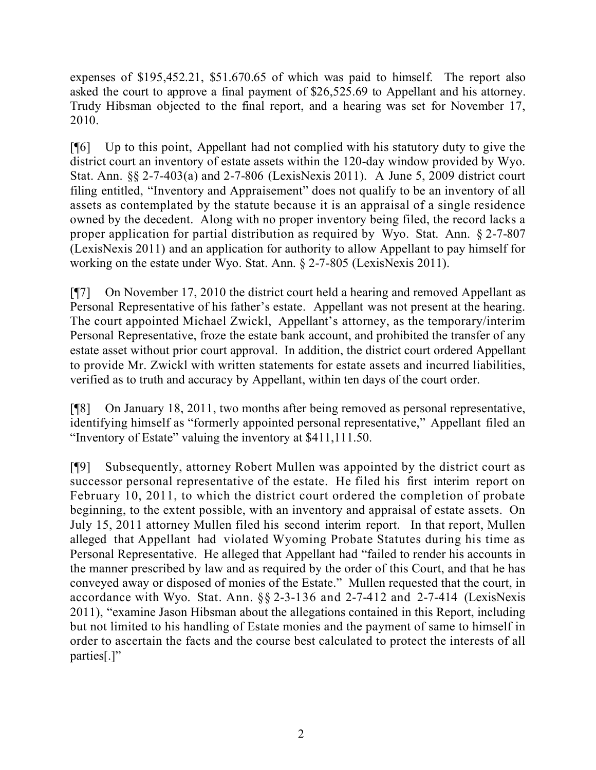expenses of $195,452.21, $51.670.65 of which was paid to himself. The report also asked the court to approve a final payment of $26,525.69 to Appellant and his attorney. Trudy Hibsman objected to the final report, and a hearing was set for November 17, 2010.

[¶6] Up to this point, Appellant had not complied with his statutory duty to give the district court an inventory of estate assets within the 120-day window provided by Wyo. Stat. Ann. §§ 2-7-403(a) and 2-7-806 (LexisNexis 2011). A June 5, 2009 district court filing entitled, "Inventory and Appraisement" does not qualify to be an inventory of all assets as contemplated by the statute because it is an appraisal of a single residence owned by the decedent. Along with no proper inventory being filed, the record lacks a proper application for partial distribution as required by Wyo. Stat. Ann. § 2-7-807 (LexisNexis 2011) and an application for authority to allow Appellant to pay himself for working on the estate under Wyo. Stat. Ann. § 2-7-805 (LexisNexis 2011).

[¶7] On November 17, 2010 the district court held a hearing and removed Appellant as Personal Representative of his father's estate. Appellant was not present at the hearing. The court appointed Michael Zwickl, Appellant's attorney, as the temporary/interim Personal Representative, froze the estate bank account, and prohibited the transfer of any estate asset without prior court approval. In addition, the district court ordered Appellant to provide Mr. Zwickl with written statements for estate assets and incurred liabilities, verified as to truth and accuracy by Appellant, within ten days of the court order.

[¶8] On January 18, 2011, two months after being removed as personal representative, identifying himself as "formerly appointed personal representative," Appellant filed an "Inventory of Estate" valuing the inventory at $411,111.50.

[¶9] Subsequently, attorney Robert Mullen was appointed by the district court as successor personal representative of the estate. He filed his first interim report on February 10, 2011, to which the district court ordered the completion of probate beginning, to the extent possible, with an inventory and appraisal of estate assets. On July 15, 2011 attorney Mullen filed his second interim report. In that report, Mullen alleged that Appellant had violated Wyoming Probate Statutes during his time as Personal Representative. He alleged that Appellant had "failed to render his accounts in the manner prescribed by law and as required by the order of this Court, and that he has conveyed away or disposed of monies of the Estate." Mullen requested that the court, in accordance with Wyo. Stat. Ann. §§ 2-3-136 and 2-7-412 and 2-7-414 (LexisNexis 2011), "examine Jason Hibsman about the allegations contained in this Report, including but not limited to his handling of Estate monies and the payment of same to himself in order to ascertain the facts and the course best calculated to protect the interests of all parties[.]"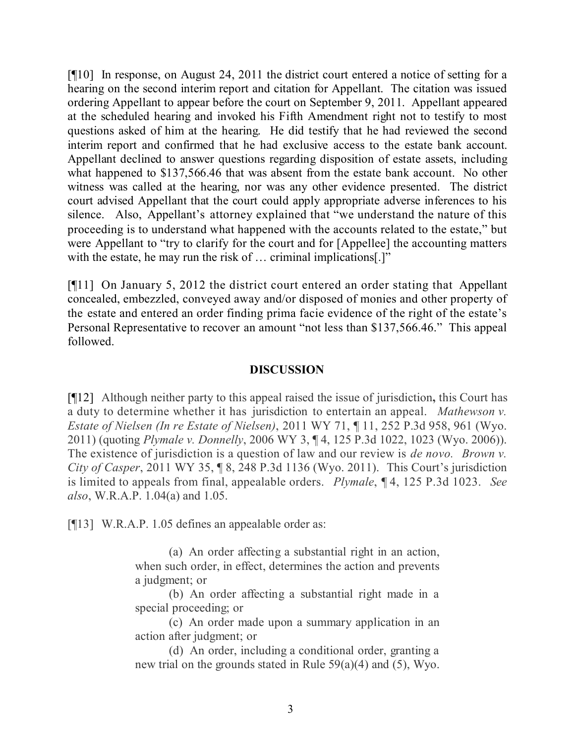[¶10] In response, on August 24, 2011 the district court entered a notice of setting for a hearing on the second interim report and citation for Appellant. The citation was issued ordering Appellant to appear before the court on September 9, 2011. Appellant appeared at the scheduled hearing and invoked his Fifth Amendment right not to testify to most questions asked of him at the hearing. He did testify that he had reviewed the second interim report and confirmed that he had exclusive access to the estate bank account. Appellant declined to answer questions regarding disposition of estate assets, including what happened to $137,566.46 that was absent from the estate bank account. No other witness was called at the hearing, nor was any other evidence presented. The district court advised Appellant that the court could apply appropriate adverse inferences to his silence. Also, Appellant's attorney explained that "we understand the nature of this proceeding is to understand what happened with the accounts related to the estate," but were Appellant to "try to clarify for the court and for [Appellee] the accounting matters with the estate, he may run the risk of … criminal implications[.]"

[¶11] On January 5, 2012 the district court entered an order stating that Appellant concealed, embezzled, conveyed away and/or disposed of monies and other property of the estate and entered an order finding prima facie evidence of the right of the estate's Personal Representative to recover an amount "not less than $137,566.46." This appeal followed.

## DISCUSSION

[¶12] Although neither party to this appeal raised the issue of jurisdiction**,** this Court has a duty to determine whether it has jurisdiction to entertain an appeal. *Mathewson v. Estate of Nielsen (In re Estate of Nielsen)*, 2011 WY 71, ¶ 11, 252 P.3d 958, 961 (Wyo. 2011) (quoting *Plymale v. Donnelly*, 2006 WY 3, ¶ 4, 125 P.3d 1022, 1023 (Wyo. 2006)). The existence of jurisdiction is a question of law and our review is *de novo. Brown v. City of Casper*, 2011 WY 35, ¶ 8, 248 P.3d 1136 (Wyo. 2011). This Court's jurisdiction is limited to appeals from final, appealable orders. *Plymale*, ¶ 4, 125 P.3d 1023. *See also*, W.R.A.P. 1.04(a) and 1.05.

[¶13] W.R.A.P. 1.05 defines an appealable order as:

> (a) An order affecting a substantial right in an action, when such order, in effect, determines the action and prevents a judgment; or
>
> (b) An order affecting a substantial right made in a special proceeding; or
>
> (c) An order made upon a summary application in an action after judgment; or
>
> (d) An order, including a conditional order, granting a new trial on the grounds stated in Rule 59(a)(4) and (5), Wyo.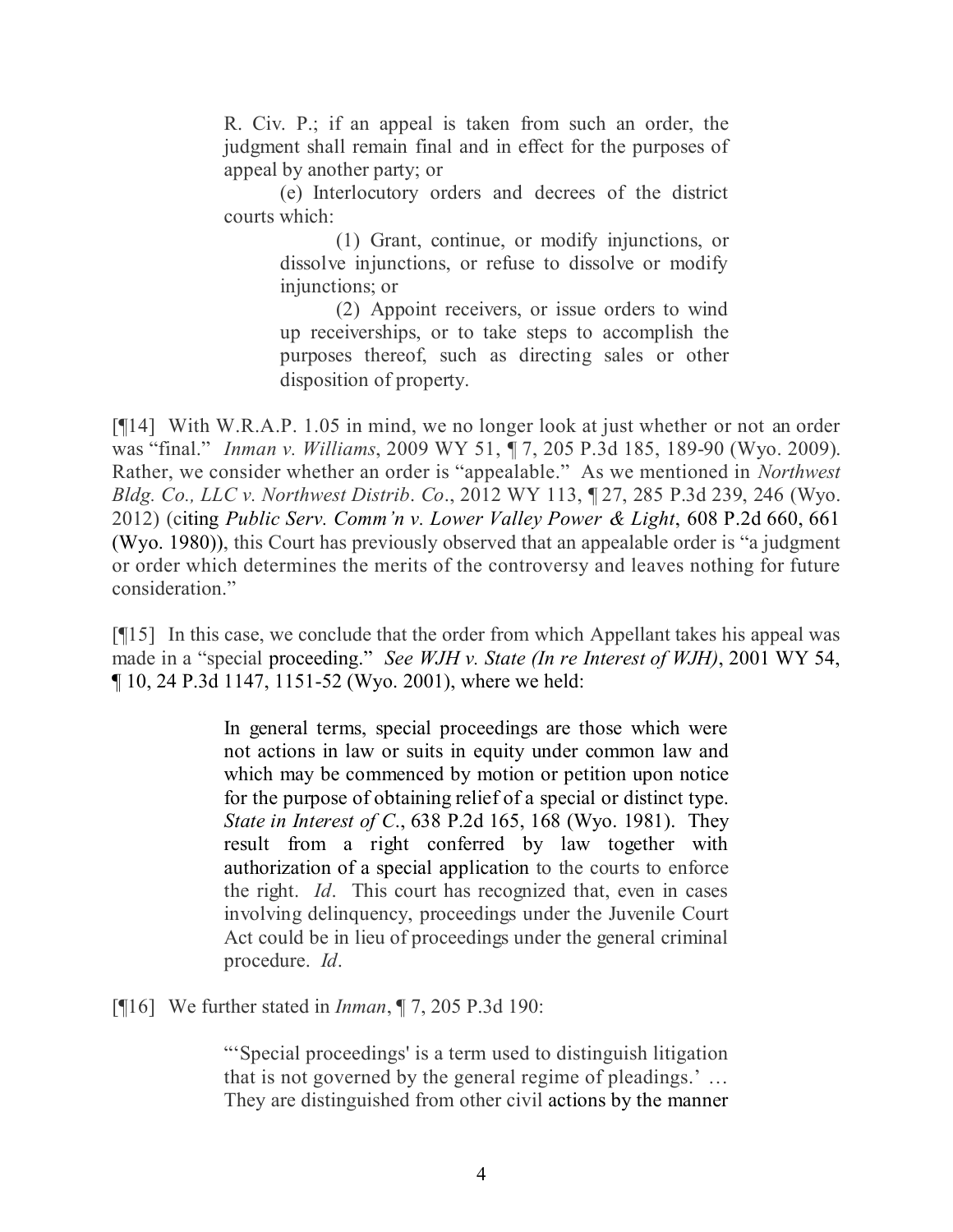> R. Civ. P.; if an appeal is taken from such an order, the judgment shall remain final and in effect for the purposes of appeal by another party; or
>
> (e) Interlocutory orders and decrees of the district courts which:
>
> (1) Grant, continue, or modify injunctions, or dissolve injunctions, or refuse to dissolve or modify injunctions; or
>
> (2) Appoint receivers, or issue orders to wind up receiverships, or to take steps to accomplish the purposes thereof, such as directing sales or other disposition of property.

[¶14] With W.R.A.P. 1.05 in mind, we no longer look at just whether or not an order was "final." *Inman v. Williams*, 2009 WY 51, ¶ 7, 205 P.3d 185, 189-90 (Wyo. 2009). Rather, we consider whether an order is "appealable." As we mentioned in *Northwest Bldg. Co., LLC v. Northwest Distrib. Co*., 2012 WY 113, ¶ 27, 285 P.3d 239, 246 (Wyo. 2012) (citing *Public Serv. Comm'n v. Lower Valley Power & Light*, 608 P.2d 660, 661 (Wyo. 1980)), this Court has previously observed that an appealable order is "a judgment or order which determines the merits of the controversy and leaves nothing for future consideration."

[¶15] In this case, we conclude that the order from which Appellant takes his appeal was made in a "special proceeding." *See WJH v. State (In re Interest of WJH)*, 2001 WY 54, ¶ 10, 24 P.3d 1147, 1151-52 (Wyo. 2001), where we held:

> In general terms, special proceedings are those which were not actions in law or suits in equity under common law and which may be commenced by motion or petition upon notice for the purpose of obtaining relief of a special or distinct type. *State in Interest of C*., 638 P.2d 165, 168 (Wyo. 1981). They result from a right conferred by law together with authorization of a special application to the courts to enforce the right. *Id*. This court has recognized that, even in cases involving delinquency, proceedings under the Juvenile Court Act could be in lieu of proceedings under the general criminal procedure. *Id*.

[¶16] We further stated in *Inman*, ¶ 7, 205 P.3d 190:

> "'Special proceedings' is a term used to distinguish litigation that is not governed by the general regime of pleadings.' … They are distinguished from other civil actions by the manner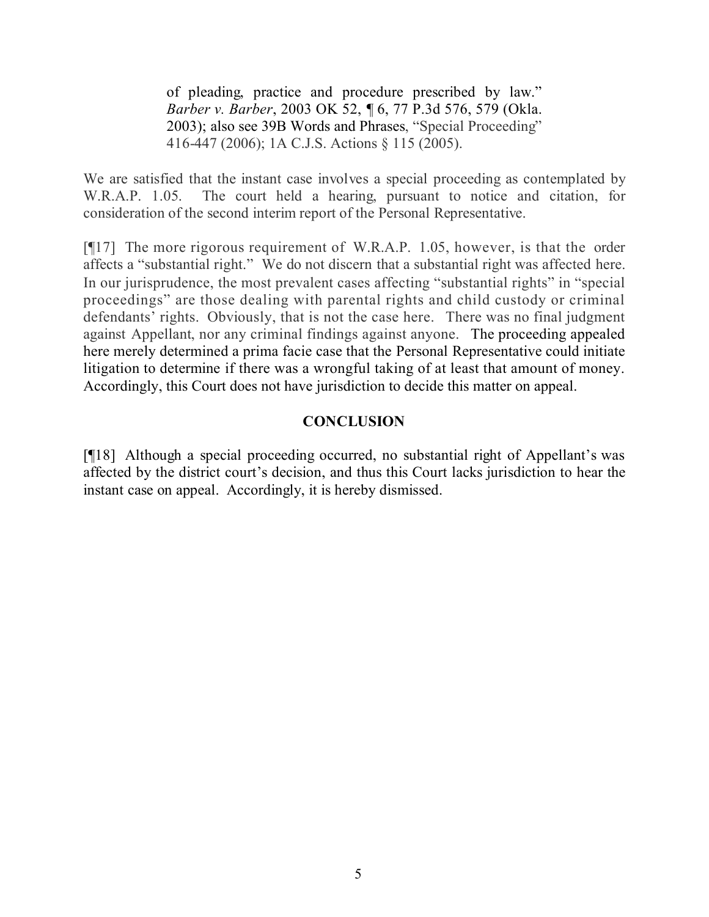> of pleading, practice and procedure prescribed by law." *Barber v. Barber*, 2003 OK 52, ¶ 6, 77 P.3d 576, 579 (Okla. 2003); also see 39B Words and Phrases, "Special Proceeding" 416-447 (2006); 1A C.J.S. Actions § 115 (2005).

We are satisfied that the instant case involves a special proceeding as contemplated by W.R.A.P. 1.05. The court held a hearing, pursuant to notice and citation, for consideration of the second interim report of the Personal Representative.

[¶17] The more rigorous requirement of W.R.A.P. 1.05, however, is that the order affects a "substantial right." We do not discern that a substantial right was affected here. In our jurisprudence, the most prevalent cases affecting "substantial rights" in "special proceedings" are those dealing with parental rights and child custody or criminal defendants' rights. Obviously, that is not the case here. There was no final judgment against Appellant, nor any criminal findings against anyone. The proceeding appealed here merely determined a prima facie case that the Personal Representative could initiate litigation to determine if there was a wrongful taking of at least that amount of money. Accordingly, this Court does not have jurisdiction to decide this matter on appeal.

## CONCLUSION

[¶18] Although a special proceeding occurred, no substantial right of Appellant's was affected by the district court's decision, and thus this Court lacks jurisdiction to hear the instant case on appeal. Accordingly, it is hereby dismissed.